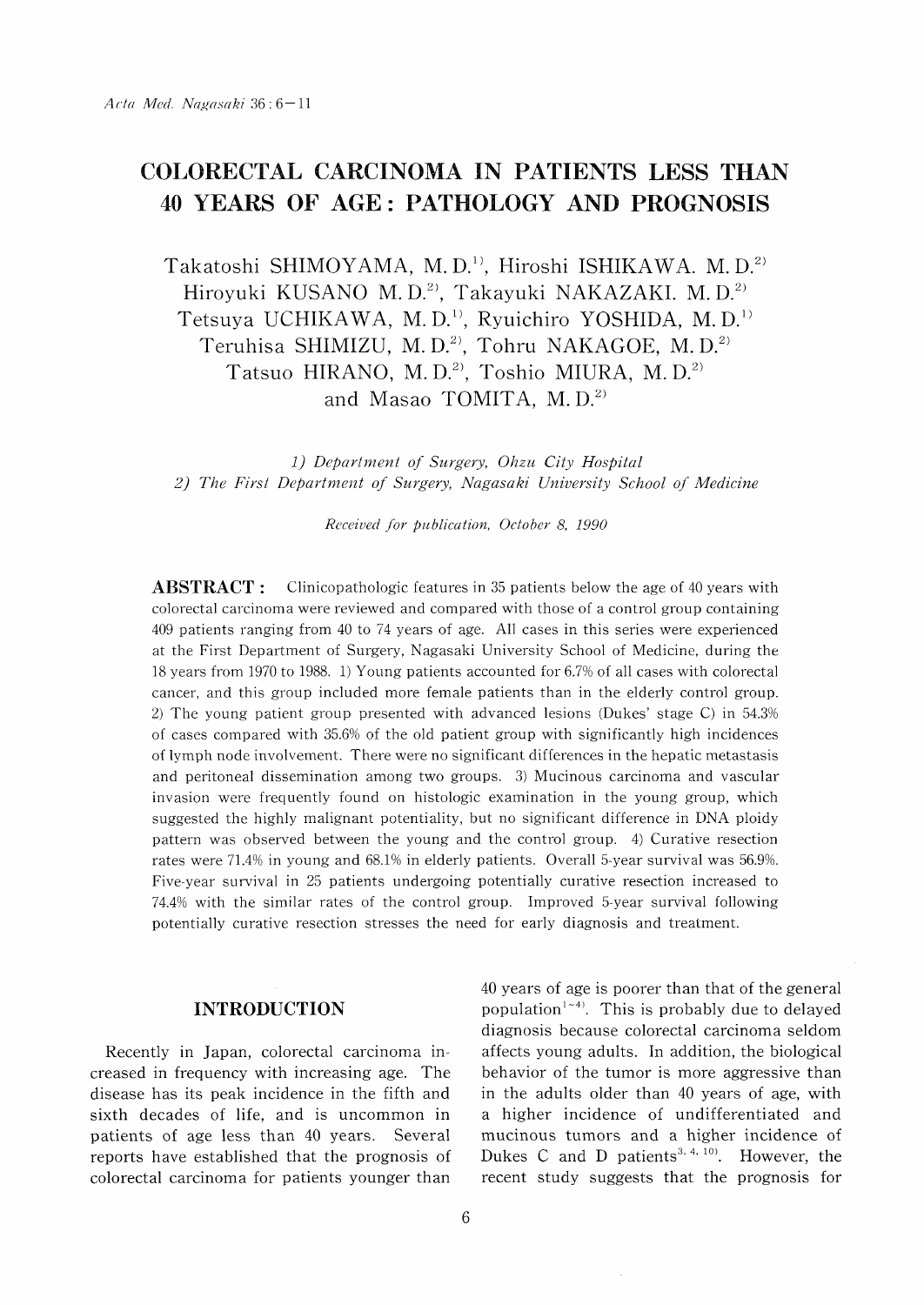# COLORECTAL CARCINOMA IN PATIENTS LESS THAN 40 YEARS OF AGE : PATHOLOGY AND PROGNOSIS

Takatoshi SHIMOYAMA, M. D.[1], Hiroshi ISHIKAWA. M. D.[2]
Hiroyuki KUSANO M. D.[2], Takayuki NAKAZAKI. M. D.[2]
Tetsuya UCHIKAWA, M. D.[1], Ryuichiro YOSHIDA, M. D.[1]
Teruhisa SHIMIZU, M. D.[2], Tohru NAKAGOE, M. D.[2]
Tatsuo HIRANO, M. D.[2], Toshio MIURA, M. D.[2]
and Masao TOMITA, M. D.[2]

*1) Department of Surgery, Ohzu City Hospital*
*2) The First Department of Surgery, Nagasaki University School of Medicine*

*Received for publication, October 8, 1990*

**ABSTRACT :** Clinicopathologic features in 35 patients below the age of 40 years with colorectal carcinoma were reviewed and compared with those of a control group containing 409 patients ranging from 40 to 74 years of age. All cases in this series were experienced at the First Department of Surgery, Nagasaki University School of Medicine, during the 18 years from 1970 to 1988. 1) Young patients accounted for 6.7% of all cases with colorectal cancer, and this group included more female patients than in the elderly control group. 2) The young patient group presented with advanced lesions (Dukes' stage C) in 54.3% of cases compared with 35.6% of the old patient group with significantly high incidences of lymph node involvement. There were no significant differences in the hepatic metastasis and peritoneal dissemination among two groups. 3) Mucinous carcinoma and vascular invasion were frequently found on histologic examination in the young group, which suggested the highly malignant potentiality, but no significant difference in DNA ploidy pattern was observed between the young and the control group. 4) Curative resection rates were 71.4% in young and 68.1% in elderly patients. Overall 5-year survival was 56.9%. Five-year survival in 25 patients undergoing potentially curative resection increased to 74.4% with the similar rates of the control group. Improved 5-year survival following potentially curative resection stresses the need for early diagnosis and treatment.

## INTRODUCTION

Recently in Japan, colorectal carcinoma increased in frequency with increasing age. The disease has its peak incidence in the fifth and sixth decades of life, and is uncommon in patients of age less than 40 years. Several reports have established that the prognosis of colorectal carcinoma for patients younger than 40 years of age is poorer than that of the general population[1~4]. This is probably due to delayed diagnosis because colorectal carcinoma seldom affects young adults. In addition, the biological behavior of the tumor is more aggressive than in the adults older than 40 years of age, with a higher incidence of undifferentiated and mucinous tumors and a higher incidence of Dukes C and D patients[3, 4, 10]. However, the recent study suggests that the prognosis for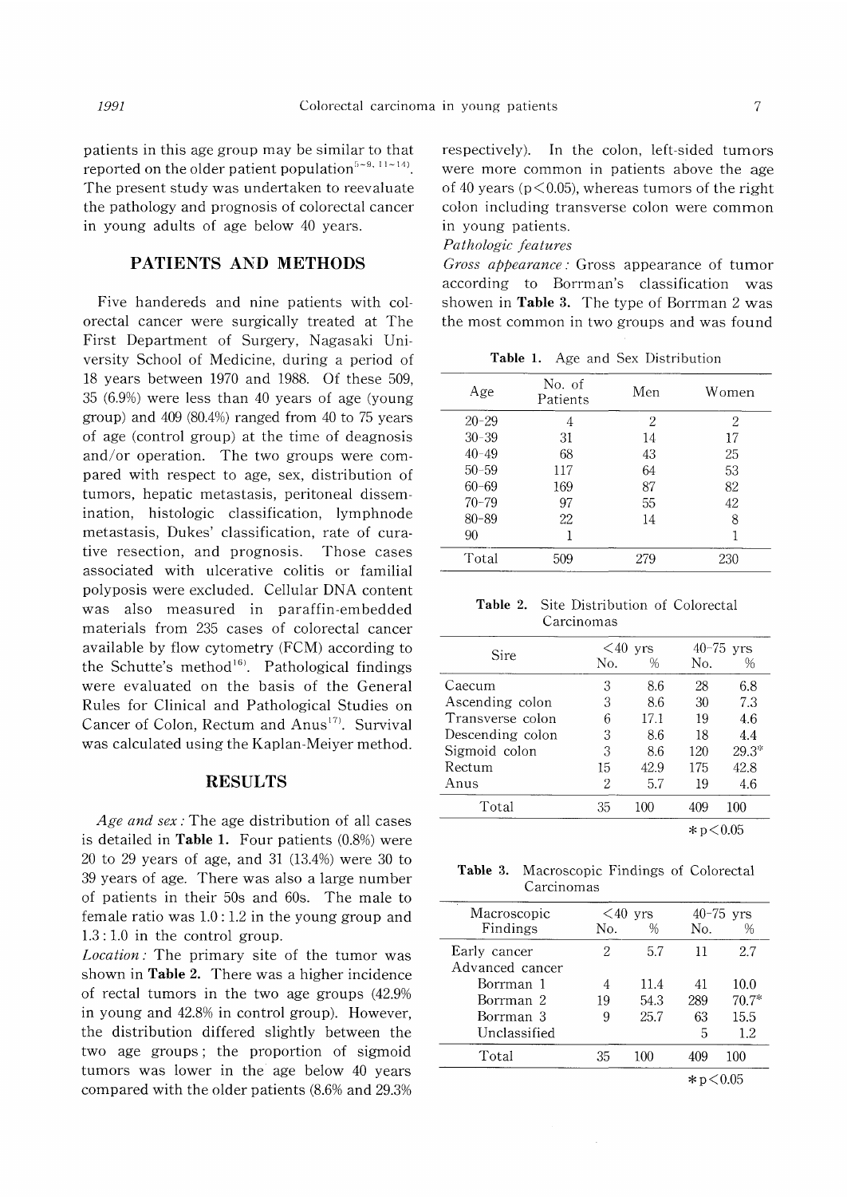patients in this age group may be similar to that reported on the older patient population[5~9, 11~14]. The present study was undertaken to reevaluate the pathology and prognosis of colorectal cancer in young adults of age below 40 years.

## PATIENTS AND METHODS

Five handereds and nine patients with colorectal cancer were surgically treated at The First Department of Surgery, Nagasaki University School of Medicine, during a period of 18 years between 1970 and 1988. Of these 509, 35 (6.9%) were less than 40 years of age (young group) and 409 (80.4%) ranged from 40 to 75 years of age (control group) at the time of deagnosis and/or operation. The two groups were compared with respect to age, sex, distribution of tumors, hepatic metastasis, peritoneal dissemination, histologic classification, lymphnode metastasis, Dukes' classification, rate of curative resection, and prognosis. Those cases associated with ulcerative colitis or familial polyposis were excluded. Cellular DNA content was also measured in paraffin-embedded materials from 235 cases of colorectal cancer available by flow cytometry (FCM) according to the Schutte's method[16]. Pathological findings were evaluated on the basis of the General Rules for Clinical and Pathological Studies on Cancer of Colon, Rectum and Anus[17]. Survival was calculated using the Kaplan-Meiyer method.

## RESULTS

*Age and sex*: The age distribution of all cases is detailed in **Table 1.** Four patients (0.8%) were 20 to 29 years of age, and 31 (13.4%) were 30 to 39 years of age. There was also a large number of patients in their 50s and 60s. The male to female ratio was 1.0 : 1.2 in the young group and 1.3 : 1.0 in the control group.

*Location*: The primary site of the tumor was shown in **Table 2.** There was a higher incidence of rectal tumors in the two age groups (42.9% in young and 42.8% in control group). However, the distribution differed slightly between the two age groups; the proportion of sigmoid tumors was lower in the age below 40 years compared with the older patients (8.6% and 29.3% respectively). In the colon, left-sided tumors were more common in patients above the age of 40 years ($p<0.05$), whereas tumors of the right colon including transverse colon were common in young patients.

*Pathologic features*

*Gross appearance*: Gross appearance of tumor according to Borrman's classification was showen in **Table 3.** The type of Borrman 2 was the most common in two groups and was found

**Table 1.** Age and Sex Distribution

| Age | No. of Patients | Men | Women |
|---|---|---|---|
| 20–29 | 4 | 2 | 2 |
| 30–39 | 31 | 14 | 17 |
| 40–49 | 68 | 43 | 25 |
| 50–59 | 117 | 64 | 53 |
| 60–69 | 169 | 87 | 82 |
| 70–79 | 97 | 55 | 42 |
| 80–89 | 22 | 14 | 8 |
| 90 | 1 | | 1 |
| Total | 509 | 279 | 230 |

**Table 2.** Site Distribution of Colorectal Carcinomas

| Sire | <40 yrs | | 40–75 yrs | |
|---|---|---|---|---|
| | No. | % | No. | % |
| Caecum | 3 | 8.6 | 28 | 6.8 |
| Ascending colon | 3 | 8.6 | 30 | 7.3 |
| Transverse colon | 6 | 17.1 | 19 | 4.6 |
| Descending colon | 3 | 8.6 | 18 | 4.4 |
| Sigmoid colon | 3 | 8.6 | 120 | 29.3* |
| Rectum | 15 | 42.9 | 175 | 42.8 |
| Anus | 2 | 5.7 | 19 | 4.6 |
| Total | 35 | 100 | 409 | 100 |

*$p<0.05$

**Table 3.** Macroscopic Findings of Colorectal Carcinomas

| Macroscopic Findings | <40 yrs | | 40–75 yrs | |
|---|---|---|---|---|
| | No. | % | No. | % |
| Early cancer | 2 | 5.7 | 11 | 2.7 |
| Advanced cancer | | | | |
| Borrman 1 | 4 | 11.4 | 41 | 10.0 |
| Borrman 2 | 19 | 54.3 | 289 | 70.7* |
| Borrman 3 | 9 | 25.7 | 63 | 15.5 |
| Unclassified | | | 5 | 1.2 |
| Total | 35 | 100 | 409 | 100 |

*$p<0.05$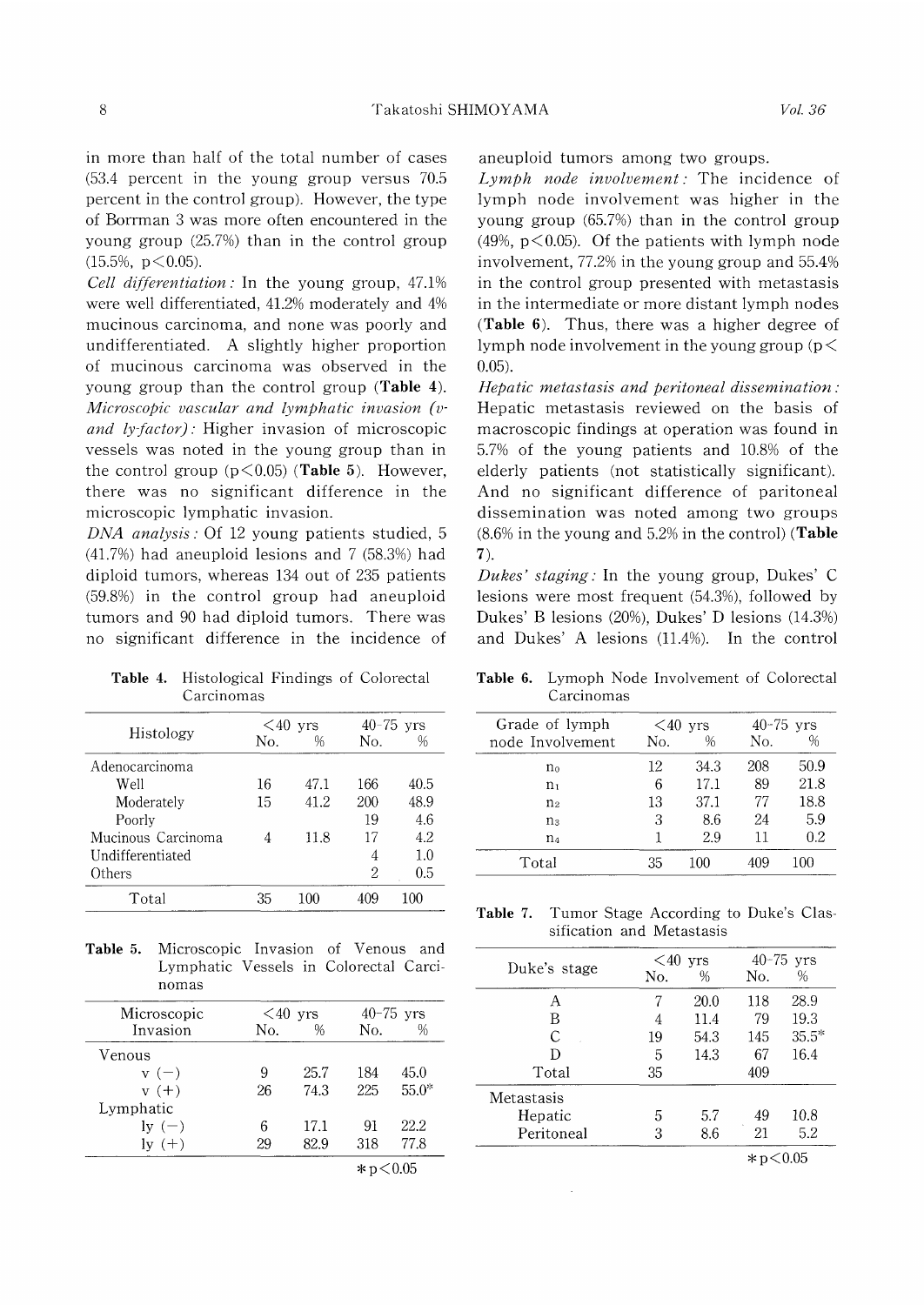in more than half of the total number of cases (53.4 percent in the young group versus 70.5 percent in the control group). However, the type of Borrman 3 was more often encountered in the young group (25.7%) than in the control group (15.5%, $p<0.05$).

*Cell differentiation:* In the young group, 47.1% were well differentiated, 41.2% moderately and 4% mucinous carcinoma, and none was poorly and undifferentiated. A slightly higher proportion of mucinous carcinoma was observed in the young group than the control group (**Table 4**).

*Microscopic vascular and lymphatic invasion (v- and ly-factor):* Higher invasion of microscopic vessels was noted in the young group than in the control group ($p<0.05$) (**Table 5**). However, there was no significant difference in the microscopic lymphatic invasion.

*DNA analysis:* Of 12 young patients studied, 5 (41.7%) had aneuploid lesions and 7 (58.3%) had diploid tumors, whereas 134 out of 235 patients (59.8%) in the control group had aneuploid tumors and 90 had diploid tumors. There was no significant difference in the incidence of aneuploid tumors among two groups.

*Lymph node involvement:* The incidence of lymph node involvement was higher in the young group (65.7%) than in the control group (49%, $p<0.05$). Of the patients with lymph node involvement, 77.2% in the young group and 55.4% in the control group presented with metastasis in the intermediate or more distant lymph nodes (**Table 6**). Thus, there was a higher degree of lymph node involvement in the young group ($p<0.05$).

*Hepatic metastasis and peritoneal dissemination:* Hepatic metastasis reviewed on the basis of macroscopic findings at operation was found in 5.7% of the young patients and 10.8% of the elderly patients (not statistically significant). And no significant difference of paritoneal dissemination was noted among two groups (8.6% in the young and 5.2% in the control) (**Table 7**).

*Dukes' staging:* In the young group, Dukes' C lesions were most frequent (54.3%), followed by Dukes' B lesions (20%), Dukes' D lesions (14.3%) and Dukes' A lesions (11.4%). In the control

**Table 4.** Histological Findings of Colorectal Carcinomas

| Histology | <40 yrs | | 40-75 yrs | |
|---|---|---|---|---|
| | No. | % | No. | % |
| Adenocarcinoma | | | | |
| Well | 16 | 47.1 | 166 | 40.5 |
| Moderately | 15 | 41.2 | 200 | 48.9 |
| Poorly | | | 19 | 4.6 |
| Mucinous Carcinoma | 4 | 11.8 | 17 | 4.2 |
| Undifferentiated | | | 4 | 1.0 |
| Others | | | 2 | 0.5 |
| Total | 35 | 100 | 409 | 100 |

**Table 5.** Microscopic Invasion of Venous and Lymphatic Vessels in Colorectal Carcinomas

| Microscopic Invasion | <40 yrs | | 40-75 yrs | |
|---|---|---|---|---|
| | No. | % | No. | % |
| Venous | | | | |
| v (−) | 9 | 25.7 | 184 | 45.0 |
| v (+) | 26 | 74.3 | 225 | 55.0* |
| Lymphatic | | | | |
| ly (−) | 6 | 17.1 | 91 | 22.2 |
| ly (+) | 29 | 82.9 | 318 | 77.8 |

*$p<0.05$

**Table 6.** Lymoph Node Involvement of Colorectal Carcinomas

| Grade of lymph node Involvement | <40 yrs | | 40-75 yrs | |
|---|---|---|---|---|
| | No. | % | No. | % |
| $n_0$ | 12 | 34.3 | 208 | 50.9 |
| $n_1$ | 6 | 17.1 | 89 | 21.8 |
| $n_2$ | 13 | 37.1 | 77 | 18.8 |
| $n_3$ | 3 | 8.6 | 24 | 5.9 |
| $n_4$ | 1 | 2.9 | 11 | 0.2 |
| Total | 35 | 100 | 409 | 100 |

**Table 7.** Tumor Stage According to Duke's Classification and Metastasis

| Duke's stage | <40 yrs | | 40-75 yrs | |
|---|---|---|---|---|
| | No. | % | No. | % |
| A | 7 | 20.0 | 118 | 28.9 |
| B | 4 | 11.4 | 79 | 19.3 |
| C | 19 | 54.3 | 145 | 35.5* |
| D | 5 | 14.3 | 67 | 16.4 |
| Total | 35 | | 409 | |
| Metastasis | | | | |
| Hepatic | 5 | 5.7 | 49 | 10.8 |
| Peritoneal | 3 | 8.6 | 21 | 5.2 |

*$p<0.05$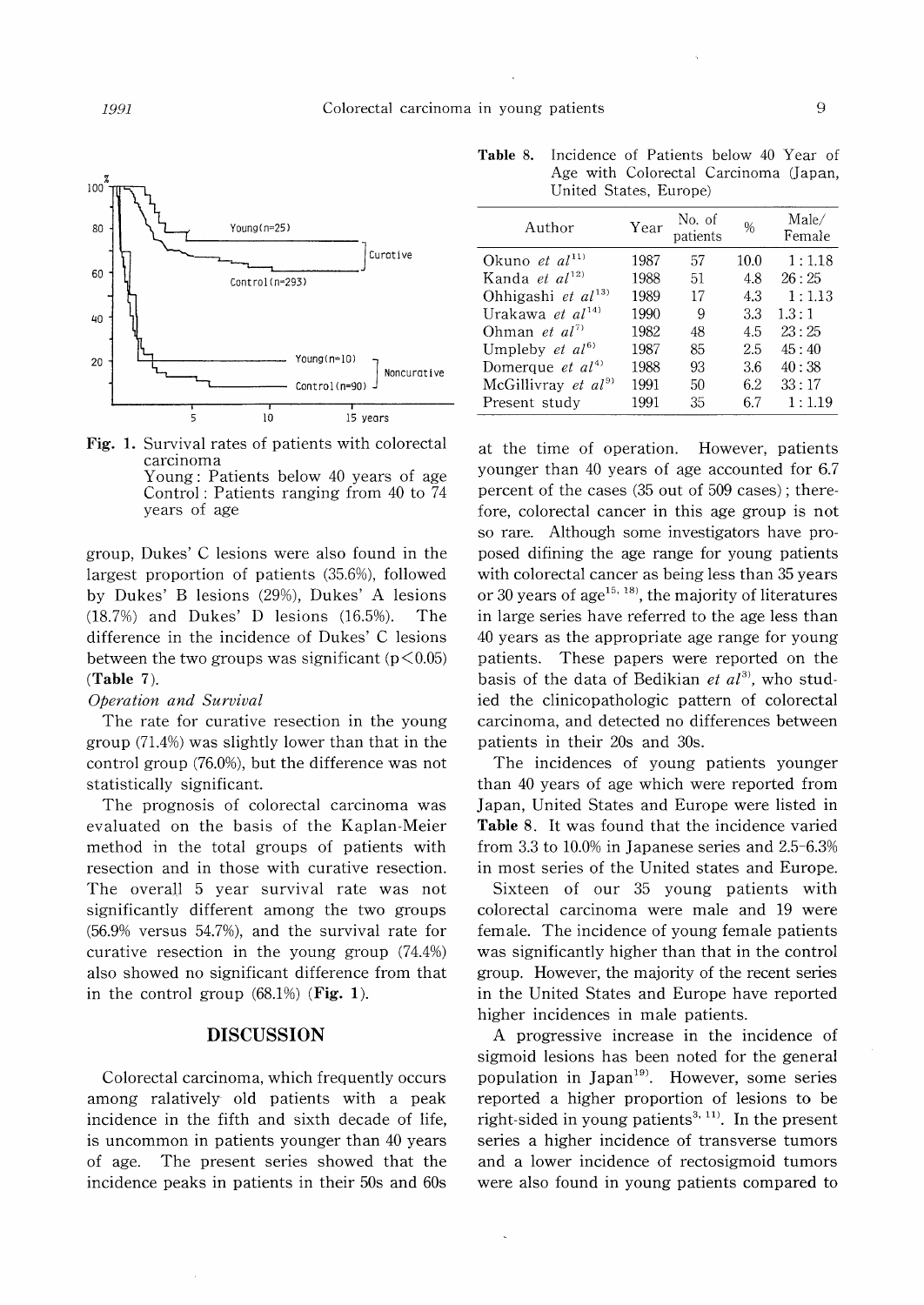Fig. 1. Survival rates of patients with colorectal carcinoma
Young: Patients below 40 years of age
Control: Patients ranging from 40 to 74 years of age

group, Dukes' C lesions were also found in the largest proportion of patients (35.6%), followed by Dukes' B lesions (29%), Dukes' A lesions (18.7%) and Dukes' D lesions (16.5%). The difference in the incidence of Dukes' C lesions between the two groups was significant ($p < 0.05$) (**Table 7**).

*Operation and Survival*

The rate for curative resection in the young group (71.4%) was slightly lower than that in the control group (76.0%), but the difference was not statistically significant.

The prognosis of colorectal carcinoma was evaluated on the basis of the Kaplan-Meier method in the total groups of patients with resection and in those with curative resection. The overall 5 year survival rate was not significantly different among the two groups (56.9% versus 54.7%), and the survival rate for curative resection in the young group (74.4%) also showed no significant difference from that in the control group (68.1%) (**Fig. 1**).

## DISCUSSION

Colorectal carcinoma, which frequently occurs among ralatively old patients with a peak incidence in the fifth and sixth decade of life, is uncommon in patients younger than 40 years of age. The present series showed that the incidence peaks in patients in their 50s and 60s at the time of operation. However, patients younger than 40 years of age accounted for 6.7 percent of the cases (35 out of 509 cases); therefore, colorectal cancer in this age group is not so rare. Although some investigators have proposed difining the age range for young patients with colorectal cancer as being less than 35 years or 30 years of age[15, 18], the majority of literatures in large series have referred to the age less than 40 years as the appropriate age range for young patients. These papers were reported on the basis of the data of Bedikian *et al*[3], who studied the clinicopathologic pattern of colorectal carcinoma, and detected no differences between patients in their 20s and 30s.

The incidences of young patients younger than 40 years of age which were reported from Japan, United States and Europe were listed in **Table 8**. It was found that the incidence varied from 3.3 to 10.0% in Japanese series and 2.5–6.3% in most series of the United states and Europe.

**Table 8.** Incidence of Patients below 40 Year of Age with Colorectal Carcinoma (Japan, United States, Europe)

| Author | Year | No. of patients | % | Male/Female |
|---|---|---|---|---|
| Okuno *et al*[11] | 1987 | 57 | 10.0 | 1 : 1.18 |
| Kanda *et al*[12] | 1988 | 51 | 4.8 | 26 : 25 |
| Ohhigashi *et al*[13] | 1989 | 17 | 4.3 | 1 : 1.13 |
| Urakawa *et al*[14] | 1990 | 9 | 3.3 | 1.3 : 1 |
| Ohman *et al*[7] | 1982 | 48 | 4.5 | 23 : 25 |
| Umpleby *et al*[6] | 1987 | 85 | 2.5 | 45 : 40 |
| Domerque *et al*[4] | 1988 | 93 | 3.6 | 40 : 38 |
| McGillivray *et al*[9] | 1991 | 50 | 6.2 | 33 : 17 |
| Present study | 1991 | 35 | 6.7 | 1 : 1.19 |

Sixteen of our 35 young patients with colorectal carcinoma were male and 19 were female. The incidence of young female patients was significantly higher than that in the control group. However, the majority of the recent series in the United States and Europe have reported higher incidences in male patients.

A progressive increase in the incidence of sigmoid lesions has been noted for the general population in Japan[19]. However, some series reported a higher proportion of lesions to be right-sided in young patients[3, 11]. In the present series a higher incidence of transverse tumors and a lower incidence of rectosigmoid tumors were also found in young patients compared to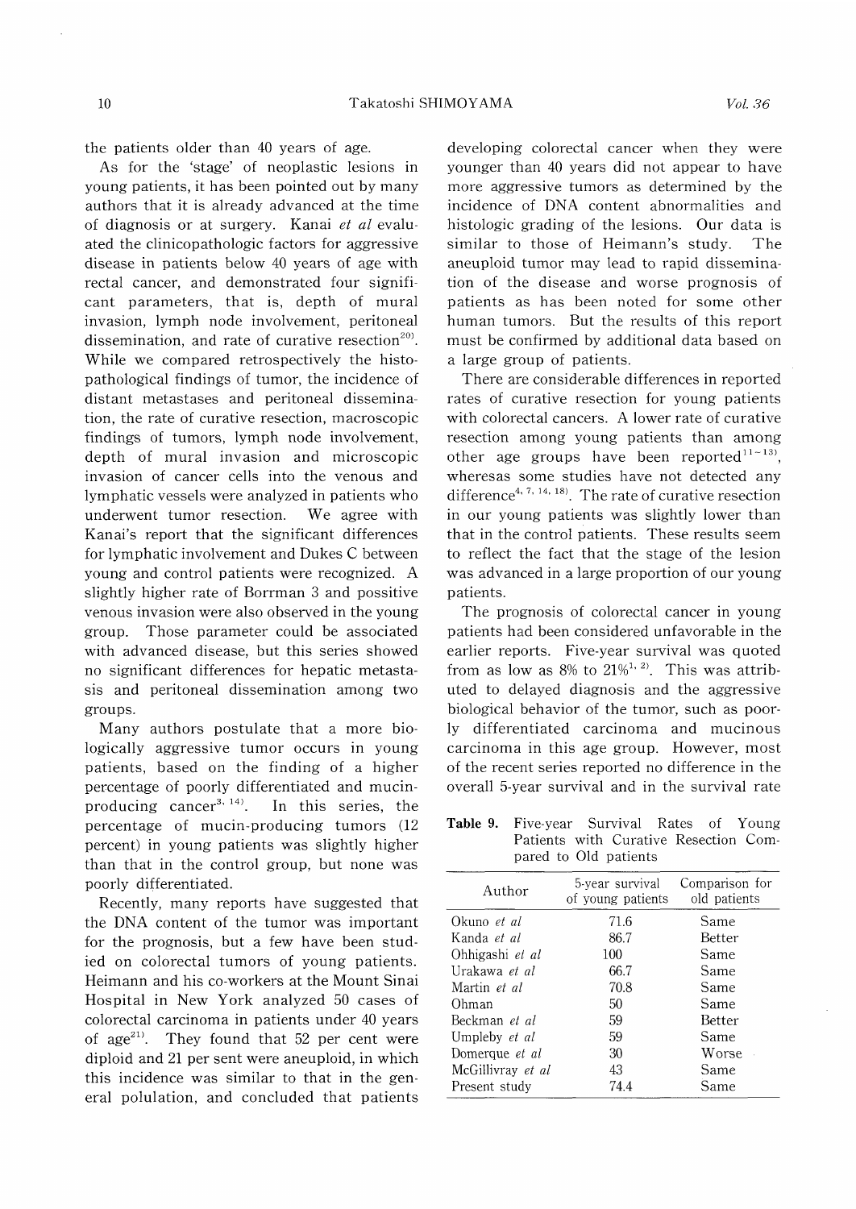the patients older than 40 years of age.

As for the 'stage' of neoplastic lesions in young patients, it has been pointed out by many authors that it is already advanced at the time of diagnosis or at surgery. Kanai *et al* evaluated the clinicopathologic factors for aggressive disease in patients below 40 years of age with rectal cancer, and demonstrated four significant parameters, that is, depth of mural invasion, lymph node involvement, peritoneal dissemination, and rate of curative resection[20]. While we compared retrospectively the histopathological findings of tumor, the incidence of distant metastases and peritoneal dissemination, the rate of curative resection, macroscopic findings of tumors, lymph node involvement, depth of mural invasion and microscopic invasion of cancer cells into the venous and lymphatic vessels were analyzed in patients who underwent tumor resection. We agree with Kanai's report that the significant differences for lymphatic involvement and Dukes C between young and control patients were recognized. A slightly higher rate of Borrman 3 and possitive venous invasion were also observed in the young group. Those parameter could be associated with advanced disease, but this series showed no significant differences for hepatic metastasis and peritoneal dissemination among two groups.

Many authors postulate that a more biologically aggressive tumor occurs in young patients, based on the finding of a higher percentage of poorly differentiated and mucin-producing cancer[3, 14]. In this series, the percentage of mucin-producing tumors (12 percent) in young patients was slightly higher than that in the control group, but none was poorly differentiated.

Recently, many reports have suggested that the DNA content of the tumor was important for the prognosis, but a few have been studied on colorectal tumors of young patients. Heimann and his co-workers at the Mount Sinai Hospital in New York analyzed 50 cases of colorectal carcinoma in patients under 40 years of age[21]. They found that 52 per cent were diploid and 21 per sent were aneuploid, in which this incidence was similar to that in the general polulation, and concluded that patients developing colorectal cancer when they were younger than 40 years did not appear to have more aggressive tumors as determined by the incidence of DNA content abnormalities and histologic grading of the lesions. Our data is similar to those of Heimann's study. The aneuploid tumor may lead to rapid dissemination of the disease and worse prognosis of patients as has been noted for some other human tumors. But the results of this report must be confirmed by additional data based on a large group of patients.

There are considerable differences in reported rates of curative resection for young patients with colorectal cancers. A lower rate of curative resection among young patients than among other age groups have been reported[11-13], wheresas some studies have not detected any difference[4, 7, 14, 18]. The rate of curative resection in our young patients was slightly lower than that in the control patients. These results seem to reflect the fact that the stage of the lesion was advanced in a large proportion of our young patients.

The prognosis of colorectal cancer in young patients had been considered unfavorable in the earlier reports. Five-year survival was quoted from as low as 8% to 21%[1, 2]. This was attributed to delayed diagnosis and the aggressive biological behavior of the tumor, such as poorly differentiated carcinoma and mucinous carcinoma in this age group. However, most of the recent series reported no difference in the overall 5-year survival and in the survival rate

**Table 9.** Five-year Survival Rates of Young Patients with Curative Resection Compared to Old patients

| Author | 5-year survival of young patients | Comparison for old patients |
|---|---|---|
| Okuno *et al* | 71.6 | Same |
| Kanda *et al* | 86.7 | Better |
| Ohhigashi *et al* | 100 | Same |
| Urakawa *et al* | 66.7 | Same |
| Martin *et al* | 70.8 | Same |
| Ohman | 50 | Same |
| Beckman *et al* | 59 | Better |
| Umpleby *et al* | 59 | Same |
| Domerque *et al* | 30 | Worse |
| McGillivray *et al* | 43 | Same |
| Present study | 74.4 | Same |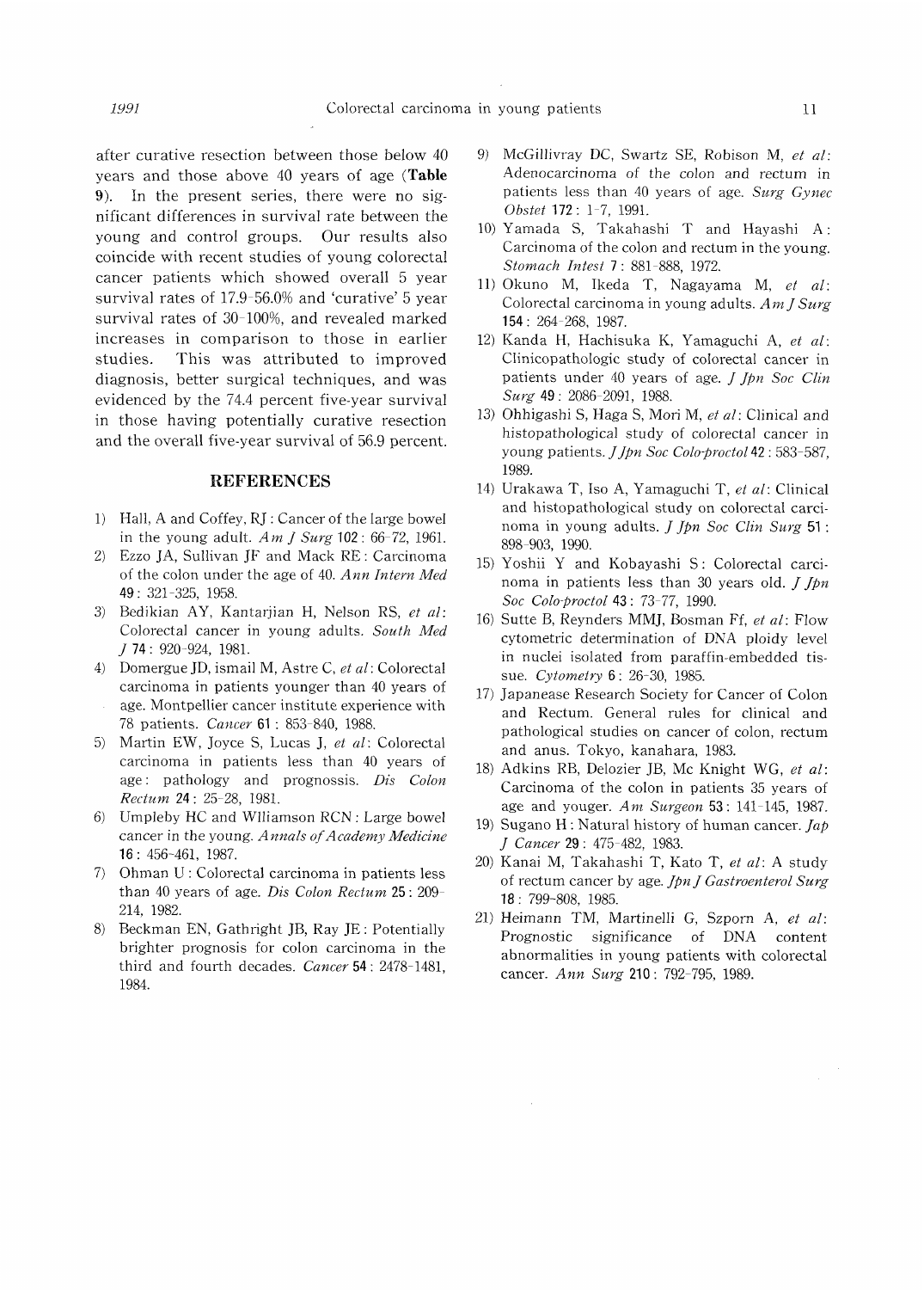after curative resection between those below 40 years and those above 40 years of age (**Table 9**). In the present series, there were no significant differences in survival rate between the young and control groups. Our results also coincide with recent studies of young colorectal cancer patients which showed overall 5 year survival rates of 17.9-56.0% and 'curative' 5 year survival rates of 30-100%, and revealed marked increases in comparison to those in earlier studies. This was attributed to improved diagnosis, better surgical techniques, and was evidenced by the 74.4 percent five-year survival in those having potentially curative resection and the overall five-year survival of 56.9 percent.

## REFERENCES

1) Hall, A and Coffey, RJ : Cancer of the large bowel in the young adult. *Am J Surg* **102**: 66-72, 1961.
2) Ezzo JA, Sullivan JF and Mack RE: Carcinoma of the colon under the age of 40. *Ann Intern Med* **49**: 321-325, 1958.
3) Bedikian AY, Kantarjian H, Nelson RS, *et al*: Colorectal cancer in young adults. *South Med J* **74**: 920-924, 1981.
4) Domergue JD, ismail M, Astre C, *et al*: Colorectal carcinoma in patients younger than 40 years of age. Montpellier cancer institute experience with 78 patients. *Cancer* **61**: 853-840, 1988.
5) Martin EW, Joyce S, Lucas J, *et al*: Colorectal carcinoma in patients less than 40 years of age: pathology and prognossis. *Dis Colon Rectum* **24**: 25-28, 1981.
6) Umpleby HC and Wlliamson RCN: Large bowel cancer in the young. *Annals of Academy Medicine* **16**: 456-461, 1987.
7) Ohman U: Colorectal carcinoma in patients less than 40 years of age. *Dis Colon Rectum* **25**: 209-214, 1982.
8) Beckman EN, Gathright JB, Ray JE: Potentially brighter prognosis for colon carcinoma in the third and fourth decades. *Cancer* **54**: 2478-1481, 1984.
9) McGillivray DC, Swartz SE, Robison M, *et al*: Adenocarcinoma of the colon and rectum in patients less than 40 years of age. *Surg Gynec Obstet* **172**: 1-7, 1991.
10) Yamada S, Takahashi T and Hayashi A: Carcinoma of the colon and rectum in the young. *Stomach Intest* **7**: 881-888, 1972.
11) Okuno M, Ikeda T, Nagayama M, *et al*: Colorectal carcinoma in young adults. *Am J Surg* **154**: 264-268, 1987.
12) Kanda H, Hachisuka K, Yamaguchi A, *et al*: Clinicopathologic study of colorectal cancer in patients under 40 years of age. *J Jpn Soc Clin Surg* **49**: 2086-2091, 1988.
13) Ohhigashi S, Haga S, Mori M, *et al*: Clinical and histopathological study of colorectal cancer in young patients. *J Jpn Soc Colo-proctol* **42**: 583-587, 1989.
14) Urakawa T, Iso A, Yamaguchi T, *et al*: Clinical and histopathological study on colorectal carcinoma in young adults. *J Jpn Soc Clin Surg* **51**: 898-903, 1990.
15) Yoshii Y and Kobayashi S: Colorectal carcinoma in patients less than 30 years old. *J Jpn Soc Colo-proctol* **43**: 73-77, 1990.
16) Sutte B, Reynders MMJ, Bosman Ff, *et al*: Flow cytometric determination of DNA ploidy level in nuclei isolated from paraffin-embedded tissue. *Cytometry* **6**: 26-30, 1985.
17) Japanease Research Society for Cancer of Colon and Rectum. General rules for clinical and pathological studies on cancer of colon, rectum and anus. Tokyo, kanahara, 1983.
18) Adkins RB, Delozier JB, Mc Knight WG, *et al*: Carcinoma of the colon in patients 35 years of age and youger. *Am Surgeon* **53**: 141-145, 1987.
19) Sugano H: Natural history of human cancer. *Jap J Cancer* **29**: 475-482, 1983.
20) Kanai M, Takahashi T, Kato T, *et al*: A study of rectum cancer by age. *Jpn J Gastroenterol Surg* **18**: 799-808, 1985.
21) Heimann TM, Martinelli G, Szporn A, *et al*: Prognostic significance of DNA content abnormalities in young patients with colorectal cancer. *Ann Surg* **210**: 792-795, 1989.